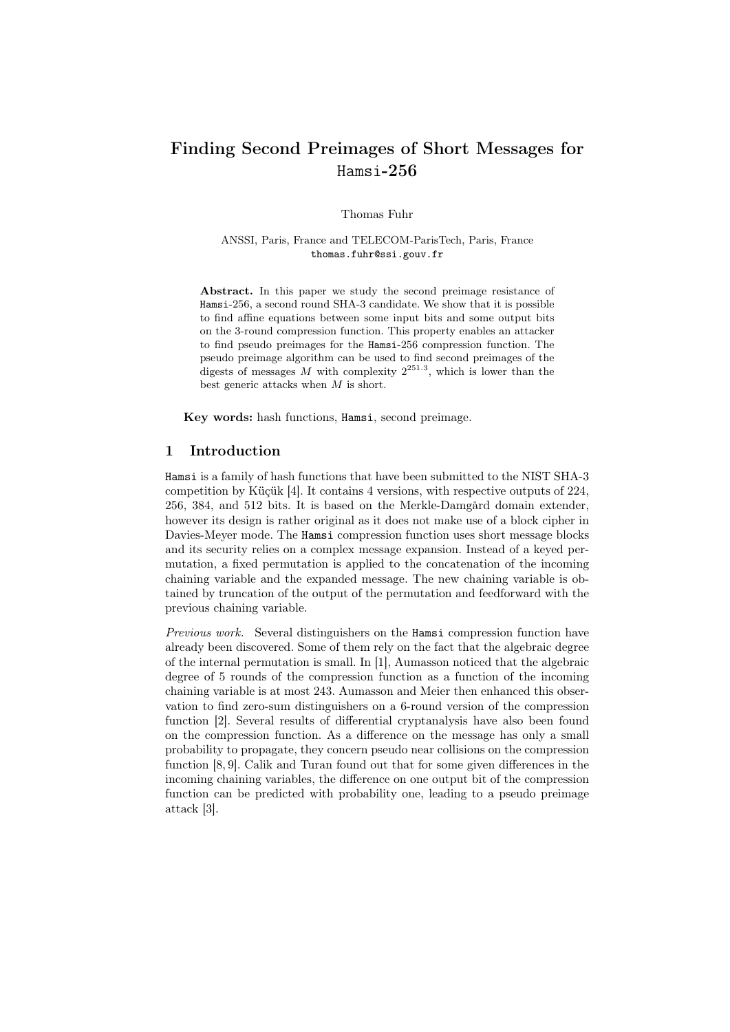# Finding Second Preimages of Short Messages for Hamsi-256

Thomas Fuhr

ANSSI, Paris, France and TELECOM-ParisTech, Paris, France
thomas.fuhr@ssi.gouv.fr

**Abstract.** In this paper we study the second preimage resistance of Hamsi-256, a second round SHA-3 candidate. We show that it is possible to find affine equations between some input bits and some output bits on the 3-round compression function. This property enables an attacker to find pseudo preimages for the Hamsi-256 compression function. The pseudo preimage algorithm can be used to find second preimages of the digests of messages $M$ with complexity $2^{251.3}$, which is lower than the best generic attacks when $M$ is short.

**Key words:** hash functions, Hamsi, second preimage.

## 1 Introduction

Hamsi is a family of hash functions that have been submitted to the NIST SHA-3 competition by Küçük [4]. It contains 4 versions, with respective outputs of 224, 256, 384, and 512 bits. It is based on the Merkle-Damgård domain extender, however its design is rather original as it does not make use of a block cipher in Davies-Meyer mode. The Hamsi compression function uses short message blocks and its security relies on a complex message expansion. Instead of a keyed permutation, a fixed permutation is applied to the concatenation of the incoming chaining variable and the expanded message. The new chaining variable is obtained by truncation of the output of the permutation and feedforward with the previous chaining variable.

*Previous work.* Several distinguishers on the Hamsi compression function have already been discovered. Some of them rely on the fact that the algebraic degree of the internal permutation is small. In [1], Aumasson noticed that the algebraic degree of 5 rounds of the compression function as a function of the incoming chaining variable is at most 243. Aumasson and Meier then enhanced this observation to find zero-sum distinguishers on a 6-round version of the compression function [2]. Several results of differential cryptanalysis have also been found on the compression function. As a difference on the message has only a small probability to propagate, they concern pseudo near collisions on the compression function [8, 9]. Calik and Turan found out that for some given differences in the incoming chaining variables, the difference on one output bit of the compression function can be predicted with probability one, leading to a pseudo preimage attack [3].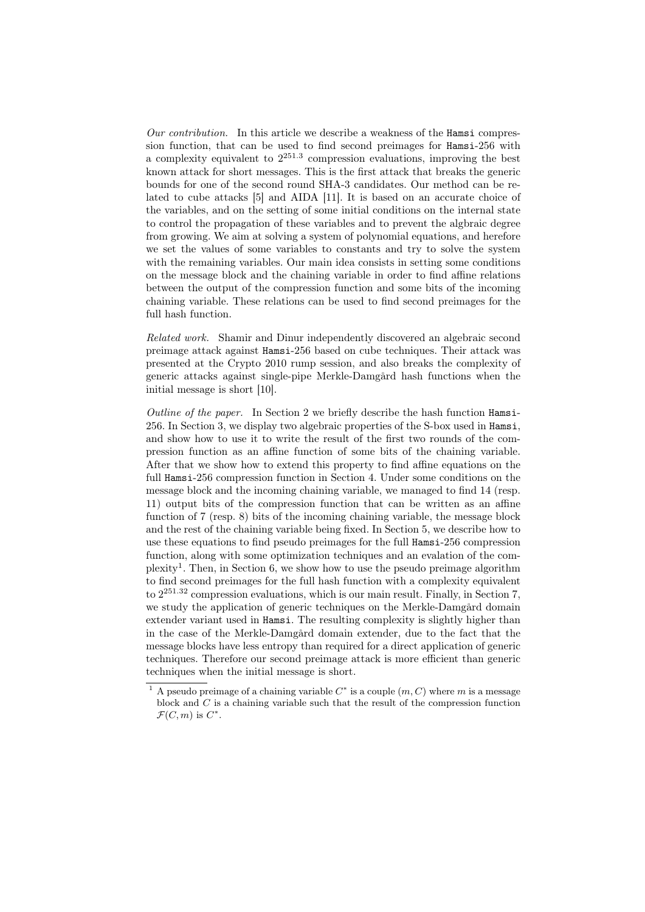*Our contribution.* In this article we describe a weakness of the `Hamsi` compression function, that can be used to find second preimages for `Hamsi`-256 with a complexity equivalent to $2^{251.3}$ compression evaluations, improving the best known attack for short messages. This is the first attack that breaks the generic bounds for one of the second round SHA-3 candidates. Our method can be related to cube attacks [5] and AIDA [11]. It is based on an accurate choice of the variables, and on the setting of some initial conditions on the internal state to control the propagation of these variables and to prevent the algbraic degree from growing. We aim at solving a system of polynomial equations, and herefore we set the values of some variables to constants and try to solve the system with the remaining variables. Our main idea consists in setting some conditions on the message block and the chaining variable in order to find affine relations between the output of the compression function and some bits of the incoming chaining variable. These relations can be used to find second preimages for the full hash function.

*Related work.* Shamir and Dinur independently discovered an algebraic second preimage attack against `Hamsi`-256 based on cube techniques. Their attack was presented at the Crypto 2010 rump session, and also breaks the complexity of generic attacks against single-pipe Merkle-Damgård hash functions when the initial message is short [10].

*Outline of the paper.* In Section 2 we briefly describe the hash function `Hamsi`-256. In Section 3, we display two algebraic properties of the S-box used in `Hamsi`, and show how to use it to write the result of the first two rounds of the compression function as an affine function of some bits of the chaining variable. After that we show how to extend this property to find affine equations on the full `Hamsi`-256 compression function in Section 4. Under some conditions on the message block and the incoming chaining variable, we managed to find 14 (resp. 11) output bits of the compression function that can be written as an affine function of 7 (resp. 8) bits of the incoming chaining variable, the message block and the rest of the chaining variable being fixed. In Section 5, we describe how to use these equations to find pseudo preimages for the full `Hamsi`-256 compression function, along with some optimization techniques and an evalation of the complexity[1]. Then, in Section 6, we show how to use the pseudo preimage algorithm to find second preimages for the full hash function with a complexity equivalent to $2^{251.32}$ compression evaluations, which is our main result. Finally, in Section 7, we study the application of generic techniques on the Merkle-Damgård domain extender variant used in `Hamsi`. The resulting complexity is slightly higher than in the case of the Merkle-Damgård domain extender, due to the fact that the message blocks have less entropy than required for a direct application of generic techniques. Therefore our second preimage attack is more efficient than generic techniques when the initial message is short.

[1] A pseudo preimage of a chaining variable $C^*$ is a couple $(m, C)$ where $m$ is a message block and $C$ is a chaining variable such that the result of the compression function $\mathcal{F}(C, m)$ is $C^*$.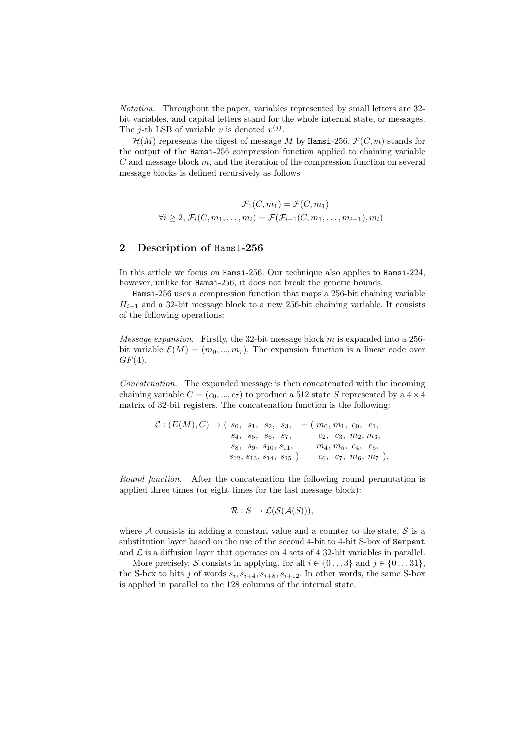*Notation.* Throughout the paper, variables represented by small letters are 32-bit variables, and capital letters stand for the whole internal state, or messages. The $j$-th LSB of variable $v$ is denoted $v^{(j)}$.

$\mathcal{H}(M)$ represents the digest of message $M$ by Hamsi-256. $\mathcal{F}(C, m)$ stands for the output of the Hamsi-256 compression function applied to chaining variable $C$ and message block $m$, and the iteration of the compression function on several message blocks is defined recursively as follows:

$$\mathcal{F}_1(C, m_1) = \mathcal{F}(C, m_1)$$
$$\forall i \geq 2, \mathcal{F}_i(C, m_1, \ldots, m_i) = \mathcal{F}(\mathcal{F}_{i-1}(C, m_1, \ldots, m_{i-1}), m_i)$$

## 2 Description of Hamsi-256

In this article we focus on Hamsi-256. Our technique also applies to Hamsi-224, however, unlike for Hamsi-256, it does not break the generic bounds.

Hamsi-256 uses a compression function that maps a 256-bit chaining variable $H_{i-1}$ and a 32-bit message block to a new 256-bit chaining variable. It consists of the following operations:

*Message expansion.* Firstly, the 32-bit message block $m$ is expanded into a 256-bit variable $\mathcal{E}(M) = (m_0, ..., m_7)$. The expansion function is a linear code over $GF(4)$.

*Concatenation.* The expanded message is then concatenated with the incoming chaining variable $C = (c_0, ..., c_7)$ to produce a 512 state $S$ represented by a $4 \times 4$ matrix of 32-bit registers. The concatenation function is the following:

$$\mathcal{C} : (E(M), C) \rightarrow \begin{pmatrix} s_0, & s_1, & s_2, & s_3, \\ s_4, & s_5, & s_6, & s_7, \\ s_8, & s_9, & s_{10}, & s_{11}, \\ s_{12}, & s_{13}, & s_{14}, & s_{15} \end{pmatrix} = \begin{pmatrix} m_0, & m_1, & c_0, & c_1, \\ c_2, & c_3, & m_2, & m_3, \\ m_4, & m_5, & c_4, & c_5, \\ c_6, & c_7, & m_6, & m_7 \end{pmatrix}.$$

*Round function.* After the concatenation the following round permutation is applied three times (or eight times for the last message block):

$$\mathcal{R} : S \rightarrow \mathcal{L}(\mathcal{S}(\mathcal{A}(S))),$$

where $\mathcal{A}$ consists in adding a constant value and a counter to the state, $\mathcal{S}$ is a substitution layer based on the use of the second 4-bit to 4-bit S-box of Serpent and $\mathcal{L}$ is a diffusion layer that operates on 4 sets of 4 32-bit variables in parallel.

More precisely, $\mathcal{S}$ consists in applying, for all $i \in \{0 \ldots 3\}$ and $j \in \{0 \ldots 31\}$, the S-box to bits $j$ of words $s_i, s_{i+4}, s_{i+8}, s_{i+12}$. In other words, the same S-box is applied in parallel to the 128 columns of the internal state.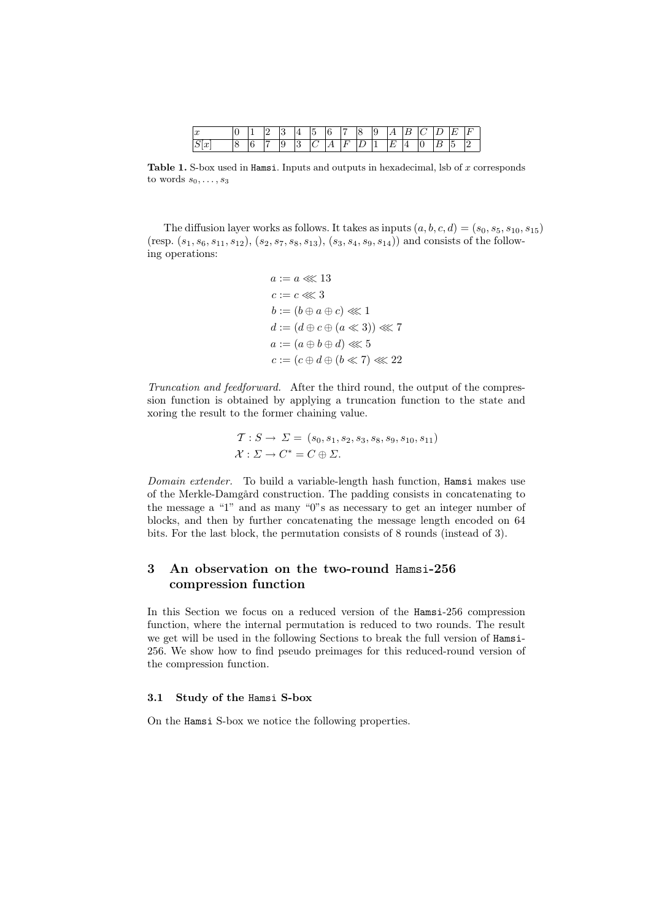| $x$ | 0 | 1 | 2 | 3 | 4 | 5 | 6 | 7 | 8 | 9 | $A$ | $B$ | $C$ | $D$ | $E$ | $F$ |
|---|---|---|---|---|---|---|---|---|---|---|---|---|---|---|---|---|
| $S[x]$ | 8 | 6 | 7 | 9 | 3 | $C$ | $A$ | $F$ | $D$ | 1 | $E$ | 4 | 0 | $B$ | 5 | 2 |

**Table 1.** S-box used in `Hamsi`. Inputs and outputs in hexadecimal, lsb of $x$ corresponds to words $s_0, \ldots, s_3$

The diffusion layer works as follows. It takes as inputs $(a, b, c, d) = (s_0, s_5, s_{10}, s_{15})$ (resp. $(s_1, s_6, s_{11}, s_{12})$, $(s_2, s_7, s_8, s_{13})$, $(s_3, s_4, s_9, s_{14})$) and consists of the following operations:

$$
\begin{aligned}
a &:= a \lll 13 \\
c &:= c \lll 3 \\
b &:= (b \oplus a \oplus c) \lll 1 \\
d &:= (d \oplus c \oplus (a \ll 3)) \lll 7 \\
a &:= (a \oplus b \oplus d) \lll 5 \\
c &:= (c \oplus d \oplus (b \ll 7) \lll 22
\end{aligned}
$$

*Truncation and feedforward.* After the third round, the output of the compression function is obtained by applying a truncation function to the state and xoring the result to the former chaining value.

$$
\begin{aligned}
\mathcal{T} &: S \rightarrow \Sigma = (s_0, s_1, s_2, s_3, s_8, s_9, s_{10}, s_{11}) \\
\mathcal{X} &: \Sigma \rightarrow C^* = C \oplus \Sigma.
\end{aligned}
$$

*Domain extender.* To build a variable-length hash function, `Hamsi` makes use of the Merkle-Damgård construction. The padding consists in concatenating to the message a "1" and as many "0"s as necessary to get an integer number of blocks, and then by further concatenating the message length encoded on 64 bits. For the last block, the permutation consists of 8 rounds (instead of 3).

## 3 An observation on the two-round `Hamsi`-256 compression function

In this Section we focus on a reduced version of the `Hamsi`-256 compression function, where the internal permutation is reduced to two rounds. The result we get will be used in the following Sections to break the full version of `Hamsi`-256. We show how to find pseudo preimages for this reduced-round version of the compression function.

### 3.1 Study of the `Hamsi` S-box

On the `Hamsi` S-box we notice the following properties.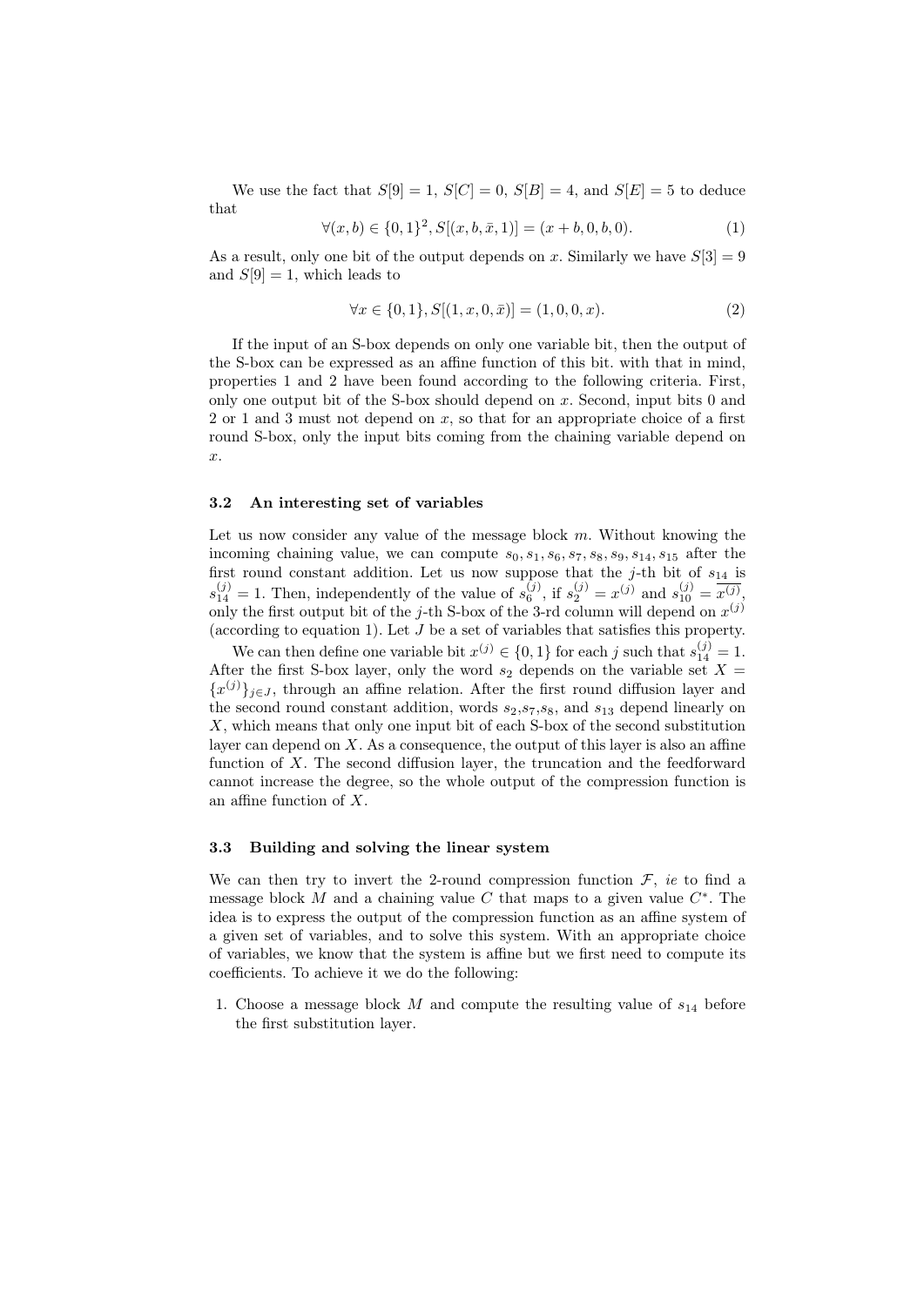We use the fact that $S[9] = 1$, $S[C] = 0$, $S[B] = 4$, and $S[E] = 5$ to deduce that

$$\forall (x, b) \in \{0, 1\}^2, S[(x, b, \bar{x}, 1)] = (x + b, 0, b, 0). \tag{1}$$

As a result, only one bit of the output depends on $x$. Similarly we have $S[3] = 9$ and $S[9] = 1$, which leads to

$$\forall x \in \{0, 1\}, S[(1, x, 0, \bar{x})] = (1, 0, 0, x). \tag{2}$$

If the input of an S-box depends on only one variable bit, then the output of the S-box can be expressed as an affine function of this bit. with that in mind, properties 1 and 2 have been found according to the following criteria. First, only one output bit of the S-box should depend on $x$. Second, input bits 0 and 2 or 1 and 3 must not depend on $x$, so that for an appropriate choice of a first round S-box, only the input bits coming from the chaining variable depend on $x$.

### 3.2 An interesting set of variables

Let us now consider any value of the message block $m$. Without knowing the incoming chaining value, we can compute $s_0, s_1, s_6, s_7, s_8, s_9, s_{14}, s_{15}$ after the first round constant addition. Let us now suppose that the $j$-th bit of $s_{14}$ is $s_{14}^{(j)} = 1$. Then, independently of the value of $s_6^{(j)}$, if $s_2^{(j)} = x^{(j)}$ and $s_{10}^{(j)} = \overline{x^{(j)}}$, only the first output bit of the $j$-th S-box of the 3-rd column will depend on $x^{(j)}$ (according to equation 1). Let $J$ be a set of variables that satisfies this property.

We can then define one variable bit $x^{(j)} \in \{0, 1\}$ for each $j$ such that $s_{14}^{(j)} = 1$. After the first S-box layer, only the word $s_2$ depends on the variable set $X = \{x^{(j)}\}_{j \in J}$, through an affine relation. After the first round diffusion layer and the second round constant addition, words $s_2$,$s_7$,$s_8$, and $s_{13}$ depend linearly on $X$, which means that only one input bit of each S-box of the second substitution layer can depend on $X$. As a consequence, the output of this layer is also an affine function of $X$. The second diffusion layer, the truncation and the feedforward cannot increase the degree, so the whole output of the compression function is an affine function of $X$.

### 3.3 Building and solving the linear system

We can then try to invert the 2-round compression function $\mathcal{F}$, *ie* to find a message block $M$ and a chaining value $C$ that maps to a given value $C^*$. The idea is to express the output of the compression function as an affine system of a given set of variables, and to solve this system. With an appropriate choice of variables, we know that the system is affine but we first need to compute its coefficients. To achieve it we do the following:

1. Choose a message block $M$ and compute the resulting value of $s_{14}$ before the first substitution layer.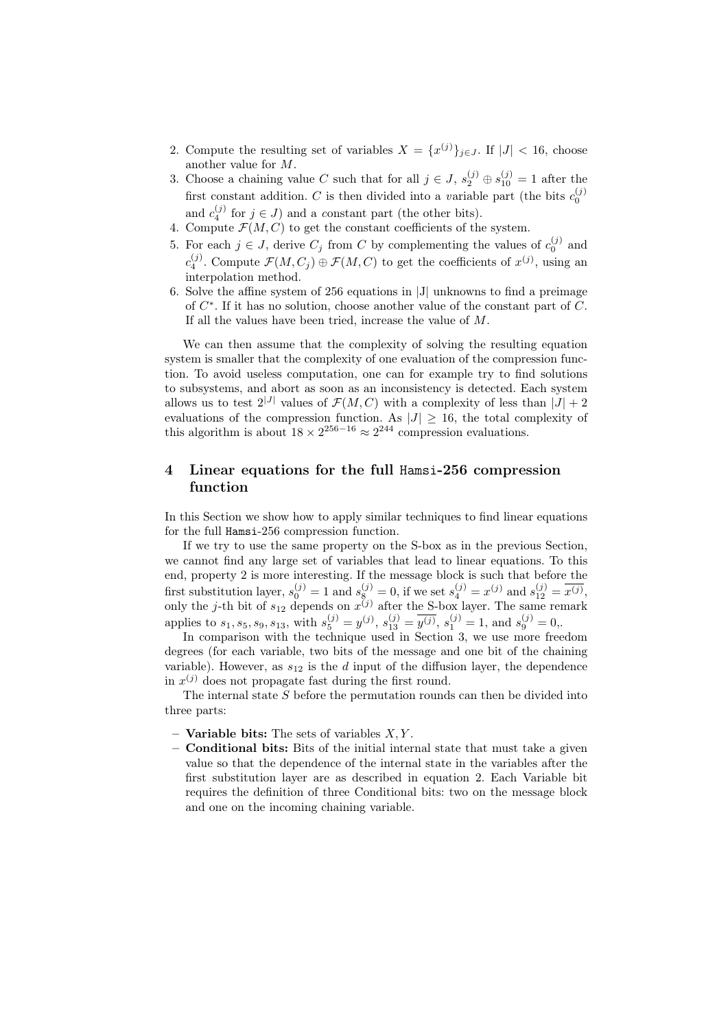2. Compute the resulting set of variables $X = \{x^{(j)}\}_{j \in J}$. If $|J| < 16$, choose another value for $M$.
3. Choose a chaining value $C$ such that for all $j \in J$, $s_2^{(j)} \oplus s_{10}^{(j)} = 1$ after the first constant addition. $C$ is then divided into a *v*ariable part (the bits $c_0^{(j)}$ and $c_4^{(j)}$ for $j \in J$) and a *c*onstant part (the other bits).
4. Compute $\mathcal{F}(M, C)$ to get the constant coefficients of the system.
5. For each $j \in J$, derive $C_j$ from $C$ by complementing the values of $c_0^{(j)}$ and $c_4^{(j)}$. Compute $\mathcal{F}(M, C_j) \oplus \mathcal{F}(M, C)$ to get the coefficients of $x^{(j)}$, using an interpolation method.
6. Solve the affine system of 256 equations in |J| unknowns to find a preimage of $C^*$. If it has no solution, choose another value of the constant part of $C$. If all the values have been tried, increase the value of $M$.

We can then assume that the complexity of solving the resulting equation system is smaller that the complexity of one evaluation of the compression function. To avoid useless computation, one can for example try to find solutions to subsystems, and abort as soon as an inconsistency is detected. Each system allows us to test $2^{|J|}$ values of $\mathcal{F}(M, C)$ with a complexity of less than $|J| + 2$ evaluations of the compression function. As $|J| \geq 16$, the total complexity of this algorithm is about $18 \times 2^{256-16} \approx 2^{244}$ compression evaluations.

## 4 Linear equations for the full Hamsi-256 compression function

In this Section we show how to apply similar techniques to find linear equations for the full Hamsi-256 compression function.

If we try to use the same property on the S-box as in the previous Section, we cannot find any large set of variables that lead to linear equations. To this end, property 2 is more interesting. If the message block is such that before the first substitution layer, $s_0^{(j)} = 1$ and $s_8^{(j)} = 0$, if we set $s_4^{(j)} = x^{(j)}$ and $s_{12}^{(j)} = \overline{x^{(j)}}$, only the $j$-th bit of $s_{12}$ depends on $x^{(j)}$ after the S-box layer. The same remark applies to $s_1, s_5, s_9, s_{13}$, with $s_5^{(j)} = y^{(j)}$, $s_{13}^{(j)} = \overline{y^{(j)}}$, $s_1^{(j)} = 1$, and $s_9^{(j)} = 0$,.

In comparison with the technique used in Section 3, we use more freedom degrees (for each variable, two bits of the message and one bit of the chaining variable). However, as $s_{12}$ is the $d$ input of the diffusion layer, the dependence in $x^{(j)}$ does not propagate fast during the first round.

The internal state $S$ before the permutation rounds can then be divided into three parts:

- **Variable bits:** The sets of variables $X, Y$.
- **Conditional bits:** Bits of the initial internal state that must take a given value so that the dependence of the internal state in the variables after the first substitution layer are as described in equation 2. Each Variable bit requires the definition of three Conditional bits: two on the message block and one on the incoming chaining variable.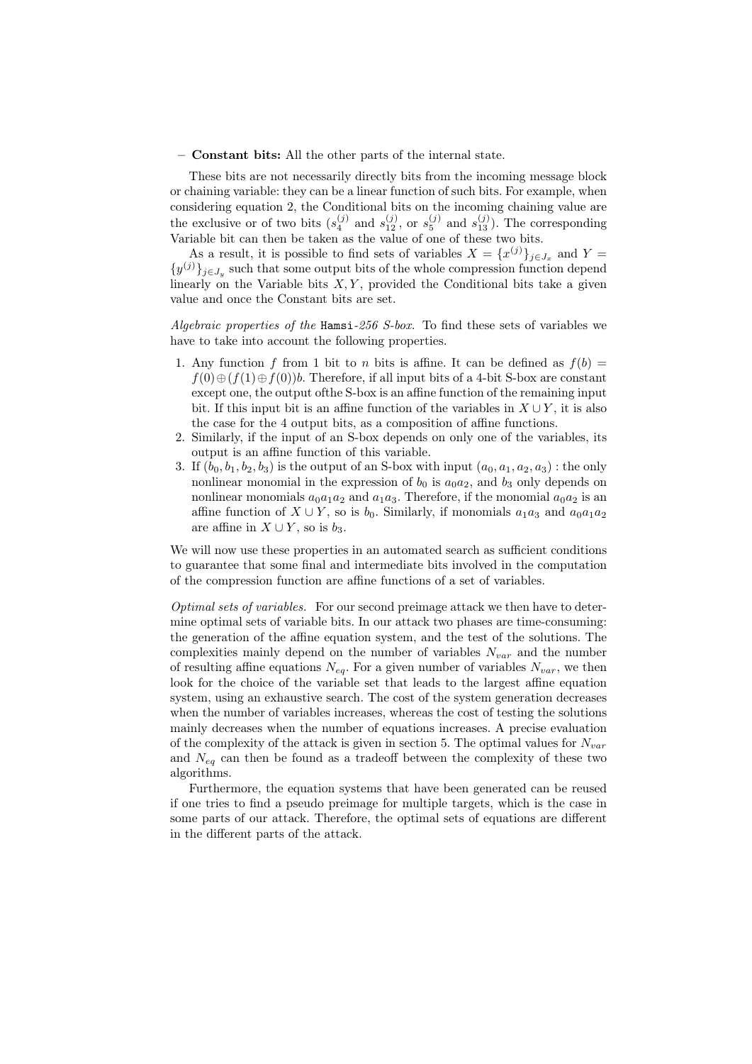– **Constant bits:** All the other parts of the internal state.

These bits are not necessarily directly bits from the incoming message block or chaining variable: they can be a linear function of such bits. For example, when considering equation 2, the Conditional bits on the incoming chaining value are the exclusive or of two bits ($s_4^{(j)}$ and $s_{12}^{(j)}$, or $s_5^{(j)}$ and $s_{13}^{(j)}$). The corresponding Variable bit can then be taken as the value of one of these two bits.

As a result, it is possible to find sets of variables $X = \{x^{(j)}\}_{j \in J_x}$ and $Y = \{y^{(j)}\}_{j \in J_y}$ such that some output bits of the whole compression function depend linearly on the Variable bits $X, Y$, provided the Conditional bits take a given value and once the Constant bits are set.

*Algebraic properties of the* Hamsi*-256 S-box.* To find these sets of variables we have to take into account the following properties.

1. Any function $f$ from 1 bit to $n$ bits is affine. It can be defined as $f(b) = f(0) \oplus (f(1) \oplus f(0))b$. Therefore, if all input bits of a 4-bit S-box are constant except one, the output ofthe S-box is an affine function of the remaining input bit. If this input bit is an affine function of the variables in $X \cup Y$, it is also the case for the 4 output bits, as a composition of affine functions.
2. Similarly, if the input of an S-box depends on only one of the variables, its output is an affine function of this variable.
3. If $(b_0, b_1, b_2, b_3)$ is the output of an S-box with input $(a_0, a_1, a_2, a_3)$ : the only nonlinear monomial in the expression of $b_0$ is $a_0 a_2$, and $b_3$ only depends on nonlinear monomials $a_0 a_1 a_2$ and $a_1 a_3$. Therefore, if the monomial $a_0 a_2$ is an affine function of $X \cup Y$, so is $b_0$. Similarly, if monomials $a_1 a_3$ and $a_0 a_1 a_2$ are affine in $X \cup Y$, so is $b_3$.

We will now use these properties in an automated search as sufficient conditions to guarantee that some final and intermediate bits involved in the computation of the compression function are affine functions of a set of variables.

*Optimal sets of variables.* For our second preimage attack we then have to determine optimal sets of variable bits. In our attack two phases are time-consuming: the generation of the affine equation system, and the test of the solutions. The complexities mainly depend on the number of variables $N_{var}$ and the number of resulting affine equations $N_{eq}$. For a given number of variables $N_{var}$, we then look for the choice of the variable set that leads to the largest affine equation system, using an exhaustive search. The cost of the system generation decreases when the number of variables increases, whereas the cost of testing the solutions mainly decreases when the number of equations increases. A precise evaluation of the complexity of the attack is given in section 5. The optimal values for $N_{var}$ and $N_{eq}$ can then be found as a tradeoff between the complexity of these two algorithms.

Furthermore, the equation systems that have been generated can be reused if one tries to find a pseudo preimage for multiple targets, which is the case in some parts of our attack. Therefore, the optimal sets of equations are different in the different parts of the attack.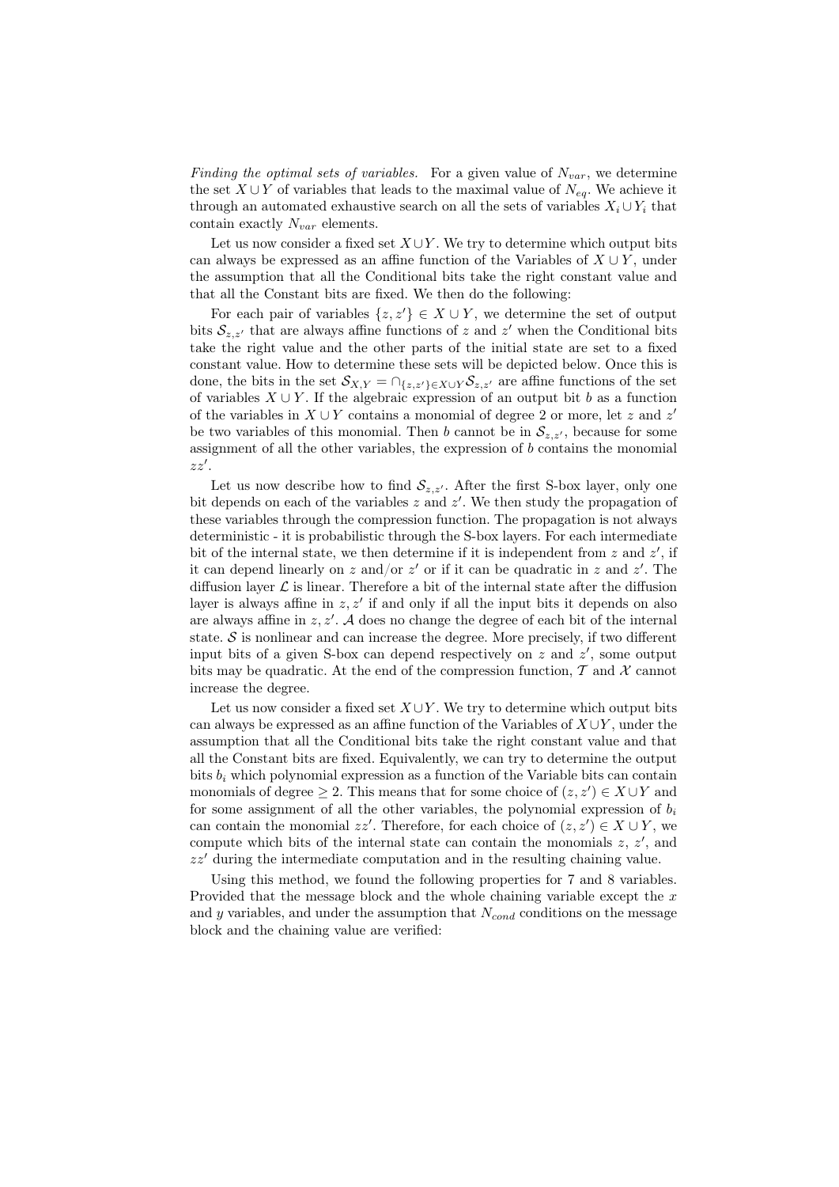*Finding the optimal sets of variables.* For a given value of $N_{var}$, we determine the set $X \cup Y$ of variables that leads to the maximal value of $N_{eq}$. We achieve it through an automated exhaustive search on all the sets of variables $X_i \cup Y_i$ that contain exactly $N_{var}$ elements.

Let us now consider a fixed set $X \cup Y$. We try to determine which output bits can always be expressed as an affine function of the Variables of $X \cup Y$, under the assumption that all the Conditional bits take the right constant value and that all the Constant bits are fixed. We then do the following:

For each pair of variables $\{z, z'\} \in X \cup Y$, we determine the set of output bits $\mathcal{S}_{z,z'}$ that are always affine functions of $z$ and $z'$ when the Conditional bits take the right value and the other parts of the initial state are set to a fixed constant value. How to determine these sets will be depicted below. Once this is done, the bits in the set $\mathcal{S}_{X,Y} = \cap_{\{z,z'\} \in X \cup Y} \mathcal{S}_{z,z'}$ are affine functions of the set of variables $X \cup Y$. If the algebraic expression of an output bit $b$ as a function of the variables in $X \cup Y$ contains a monomial of degree 2 or more, let $z$ and $z'$ be two variables of this monomial. Then $b$ cannot be in $\mathcal{S}_{z,z'}$, because for some assignment of all the other variables, the expression of $b$ contains the monomial $zz'$.

Let us now describe how to find $\mathcal{S}_{z,z'}$. After the first S-box layer, only one bit depends on each of the variables $z$ and $z'$. We then study the propagation of these variables through the compression function. The propagation is not always deterministic - it is probabilistic through the S-box layers. For each intermediate bit of the internal state, we then determine if it is independent from $z$ and $z'$, if it can depend linearly on $z$ and/or $z'$ or if it can be quadratic in $z$ and $z'$. The diffusion layer $\mathcal{L}$ is linear. Therefore a bit of the internal state after the diffusion layer is always affine in $z, z'$ if and only if all the input bits it depends on also are always affine in $z, z'$. $\mathcal{A}$ does no change the degree of each bit of the internal state. $\mathcal{S}$ is nonlinear and can increase the degree. More precisely, if two different input bits of a given S-box can depend respectively on $z$ and $z'$, some output bits may be quadratic. At the end of the compression function, $\mathcal{T}$ and $\mathcal{X}$ cannot increase the degree.

Let us now consider a fixed set $X \cup Y$. We try to determine which output bits can always be expressed as an affine function of the Variables of $X \cup Y$, under the assumption that all the Conditional bits take the right constant value and that all the Constant bits are fixed. Equivalently, we can try to determine the output bits $b_i$ which polynomial expression as a function of the Variable bits can contain monomials of degree $\geq 2$. This means that for some choice of $(z, z') \in X \cup Y$ and for some assignment of all the other variables, the polynomial expression of $b_i$ can contain the monomial $zz'$. Therefore, for each choice of $(z, z') \in X \cup Y$, we compute which bits of the internal state can contain the monomials $z$, $z'$, and $zz'$ during the intermediate computation and in the resulting chaining value.

Using this method, we found the following properties for 7 and 8 variables. Provided that the message block and the whole chaining variable except the $x$ and $y$ variables, and under the assumption that $N_{cond}$ conditions on the message block and the chaining value are verified: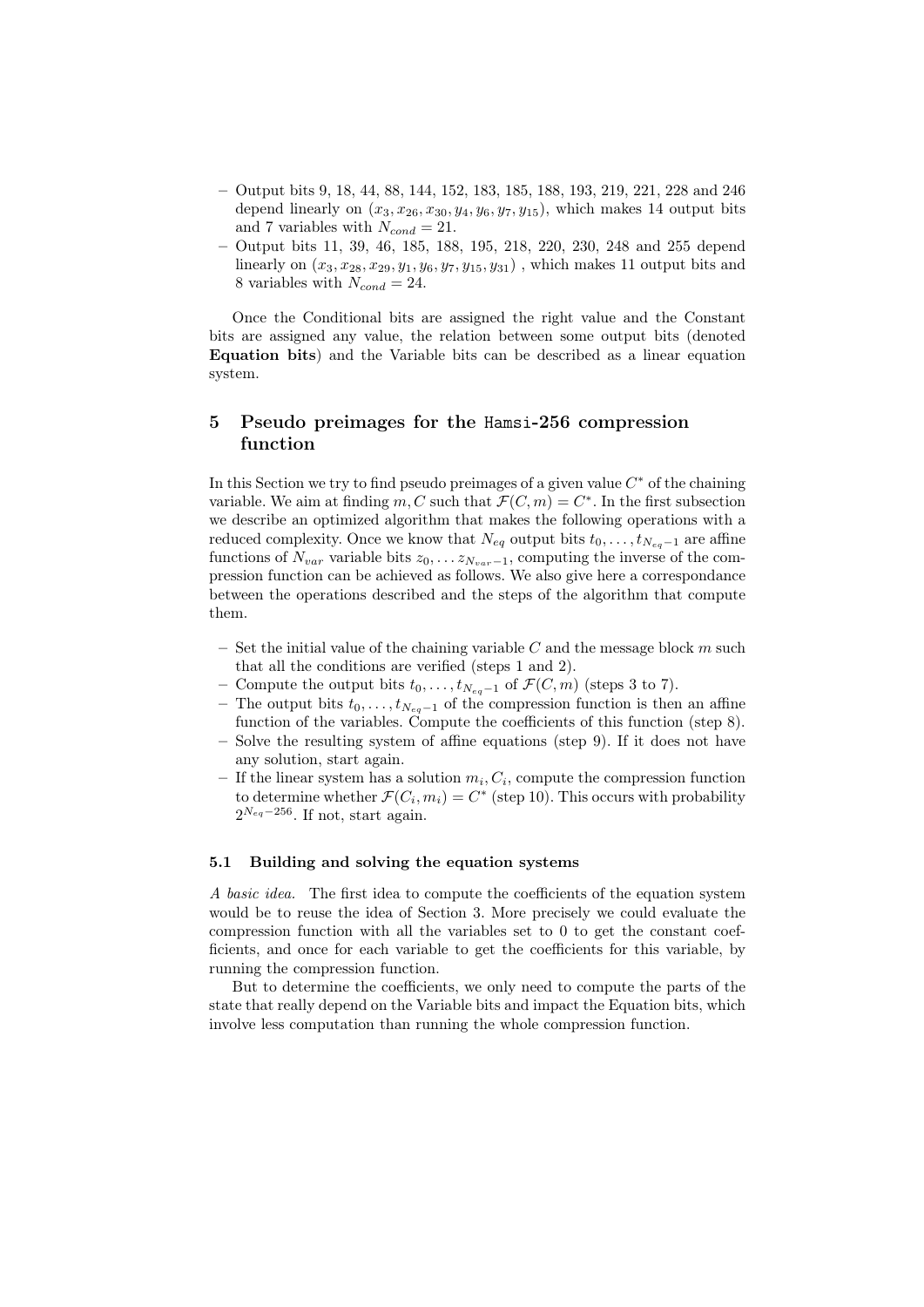- Output bits 9, 18, 44, 88, 144, 152, 183, 185, 188, 193, 219, 221, 228 and 246 depend linearly on $(x_3, x_{26}, x_{30}, y_4, y_6, y_7, y_{15})$, which makes 14 output bits and 7 variables with $N_{cond} = 21$.
- Output bits 11, 39, 46, 185, 188, 195, 218, 220, 230, 248 and 255 depend linearly on $(x_3, x_{28}, x_{29}, y_1, y_6, y_7, y_{15}, y_{31})$ , which makes 11 output bits and 8 variables with $N_{cond} = 24$.

Once the Conditional bits are assigned the right value and the Constant bits are assigned any value, the relation between some output bits (denoted **Equation bits**) and the Variable bits can be described as a linear equation system.

## 5 Pseudo preimages for the Hamsi-256 compression function

In this Section we try to find pseudo preimages of a given value $C^*$ of the chaining variable. We aim at finding $m, C$ such that $\mathcal{F}(C, m) = C^*$. In the first subsection we describe an optimized algorithm that makes the following operations with a reduced complexity. Once we know that $N_{eq}$ output bits $t_0, \dots, t_{N_{eq}-1}$ are affine functions of $N_{var}$ variable bits $z_0, \dots z_{N_{var}-1}$, computing the inverse of the compression function can be achieved as follows. We also give here a correspondance between the operations described and the steps of the algorithm that compute them.

- Set the initial value of the chaining variable $C$ and the message block $m$ such that all the conditions are verified (steps 1 and 2).
- Compute the output bits $t_0, \dots, t_{N_{eq}-1}$ of $\mathcal{F}(C, m)$ (steps 3 to 7).
- The output bits $t_0, \dots, t_{N_{eq}-1}$ of the compression function is then an affine function of the variables. Compute the coefficients of this function (step 8).
- Solve the resulting system of affine equations (step 9). If it does not have any solution, start again.
- If the linear system has a solution $m_i, C_i$, compute the compression function to determine whether $\mathcal{F}(C_i, m_i) = C^*$ (step 10). This occurs with probability $2^{N_{eq}-256}$. If not, start again.

### 5.1 Building and solving the equation systems

*A basic idea.* The first idea to compute the coefficients of the equation system would be to reuse the idea of Section 3. More precisely we could evaluate the compression function with all the variables set to 0 to get the constant coefficients, and once for each variable to get the coefficients for this variable, by running the compression function.

But to determine the coefficients, we only need to compute the parts of the state that really depend on the Variable bits and impact the Equation bits, which involve less computation than running the whole compression function.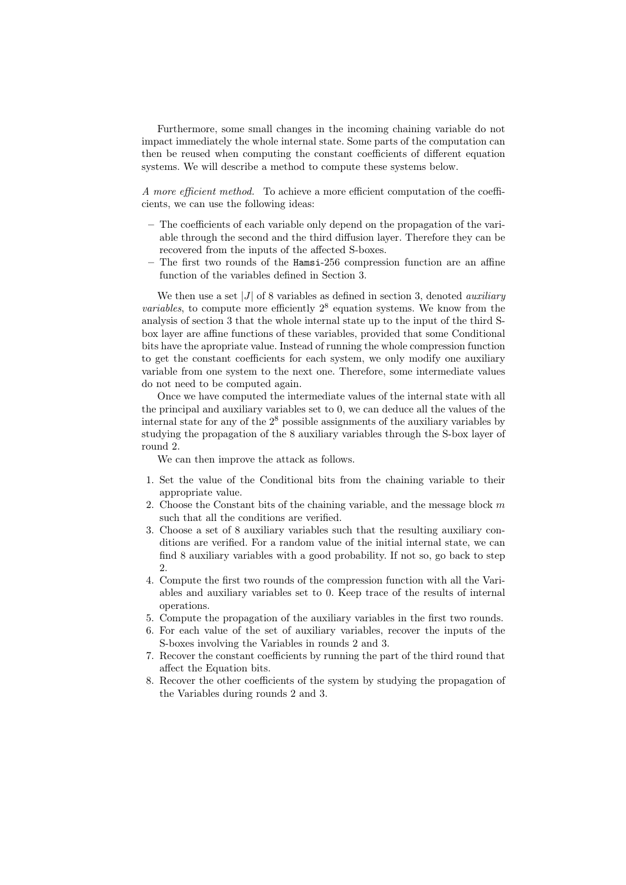Furthermore, some small changes in the incoming chaining variable do not impact immediately the whole internal state. Some parts of the computation can then be reused when computing the constant coefficients of different equation systems. We will describe a method to compute these systems below.

*A more efficient method.* To achieve a more efficient computation of the coefficients, we can use the following ideas:

- The coefficients of each variable only depend on the propagation of the variable through the second and the third diffusion layer. Therefore they can be recovered from the inputs of the affected S-boxes.
- The first two rounds of the `Hamsi`-256 compression function are an affine function of the variables defined in Section 3.

We then use a set $|J|$ of 8 variables as defined in section 3, denoted *auxiliary variables*, to compute more efficiently $2^8$ equation systems. We know from the analysis of section 3 that the whole internal state up to the input of the third S-box layer are affine functions of these variables, provided that some Conditional bits have the apropriate value. Instead of running the whole compression function to get the constant coefficients for each system, we only modify one auxiliary variable from one system to the next one. Therefore, some intermediate values do not need to be computed again.

Once we have computed the intermediate values of the internal state with all the principal and auxiliary variables set to 0, we can deduce all the values of the internal state for any of the $2^8$ possible assignments of the auxiliary variables by studying the propagation of the 8 auxiliary variables through the S-box layer of round 2.

We can then improve the attack as follows.

1. Set the value of the Conditional bits from the chaining variable to their appropriate value.
2. Choose the Constant bits of the chaining variable, and the message block $m$ such that all the conditions are verified.
3. Choose a set of 8 auxiliary variables such that the resulting auxiliary conditions are verified. For a random value of the initial internal state, we can find 8 auxiliary variables with a good probability. If not so, go back to step 2.
4. Compute the first two rounds of the compression function with all the Variables and auxiliary variables set to 0. Keep trace of the results of internal operations.
5. Compute the propagation of the auxiliary variables in the first two rounds.
6. For each value of the set of auxiliary variables, recover the inputs of the S-boxes involving the Variables in rounds 2 and 3.
7. Recover the constant coefficients by running the part of the third round that affect the Equation bits.
8. Recover the other coefficients of the system by studying the propagation of the Variables during rounds 2 and 3.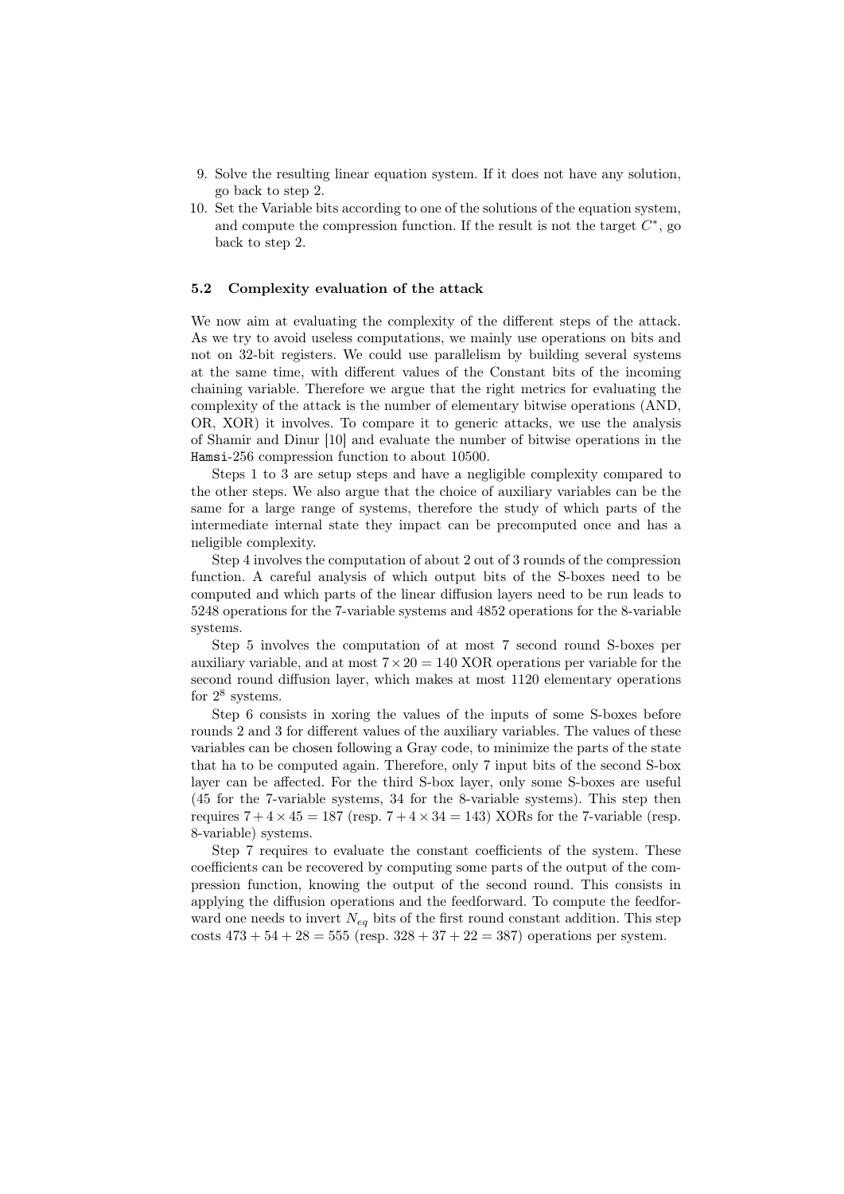9. Solve the resulting linear equation system. If it does not have any solution, go back to step 2.
10. Set the Variable bits according to one of the solutions of the equation system, and compute the compression function. If the result is not the target $C^*$, go back to step 2.

### 5.2 Complexity evaluation of the attack

We now aim at evaluating the complexity of the different steps of the attack. As we try to avoid useless computations, we mainly use operations on bits and not on 32-bit registers. We could use parallelism by building several systems at the same time, with different values of the Constant bits of the incoming chaining variable. Therefore we argue that the right metrics for evaluating the complexity of the attack is the number of elementary bitwise operations (AND, OR, XOR) it involves. To compare it to generic attacks, we use the analysis of Shamir and Dinur [10] and evaluate the number of bitwise operations in the Hamsi-256 compression function to about 10500.

Steps 1 to 3 are setup steps and have a negligible complexity compared to the other steps. We also argue that the choice of auxiliary variables can be the same for a large range of systems, therefore the study of which parts of the intermediate internal state they impact can be precomputed once and has a neligible complexity.

Step 4 involves the computation of about 2 out of 3 rounds of the compression function. A careful analysis of which output bits of the S-boxes need to be computed and which parts of the linear diffusion layers need to be run leads to 5248 operations for the 7-variable systems and 4852 operations for the 8-variable systems.

Step 5 involves the computation of at most 7 second round S-boxes per auxiliary variable, and at most $7 \times 20 = 140$ XOR operations per variable for the second round diffusion layer, which makes at most 1120 elementary operations for $2^8$ systems.

Step 6 consists in xoring the values of the inputs of some S-boxes before rounds 2 and 3 for different values of the auxiliary variables. The values of these variables can be chosen following a Gray code, to minimize the parts of the state that ha to be computed again. Therefore, only 7 input bits of the second S-box layer can be affected. For the third S-box layer, only some S-boxes are useful (45 for the 7-variable systems, 34 for the 8-variable systems). This step then requires $7 + 4 \times 45 = 187$ (resp. $7 + 4 \times 34 = 143$) XORs for the 7-variable (resp. 8-variable) systems.

Step 7 requires to evaluate the constant coefficients of the system. These coefficients can be recovered by computing some parts of the output of the compression function, knowing the output of the second round. This consists in applying the diffusion operations and the feedforward. To compute the feedforward one needs to invert $N_{eq}$ bits of the first round constant addition. This step costs $473 + 54 + 28 = 555$ (resp. $328 + 37 + 22 = 387$) operations per system.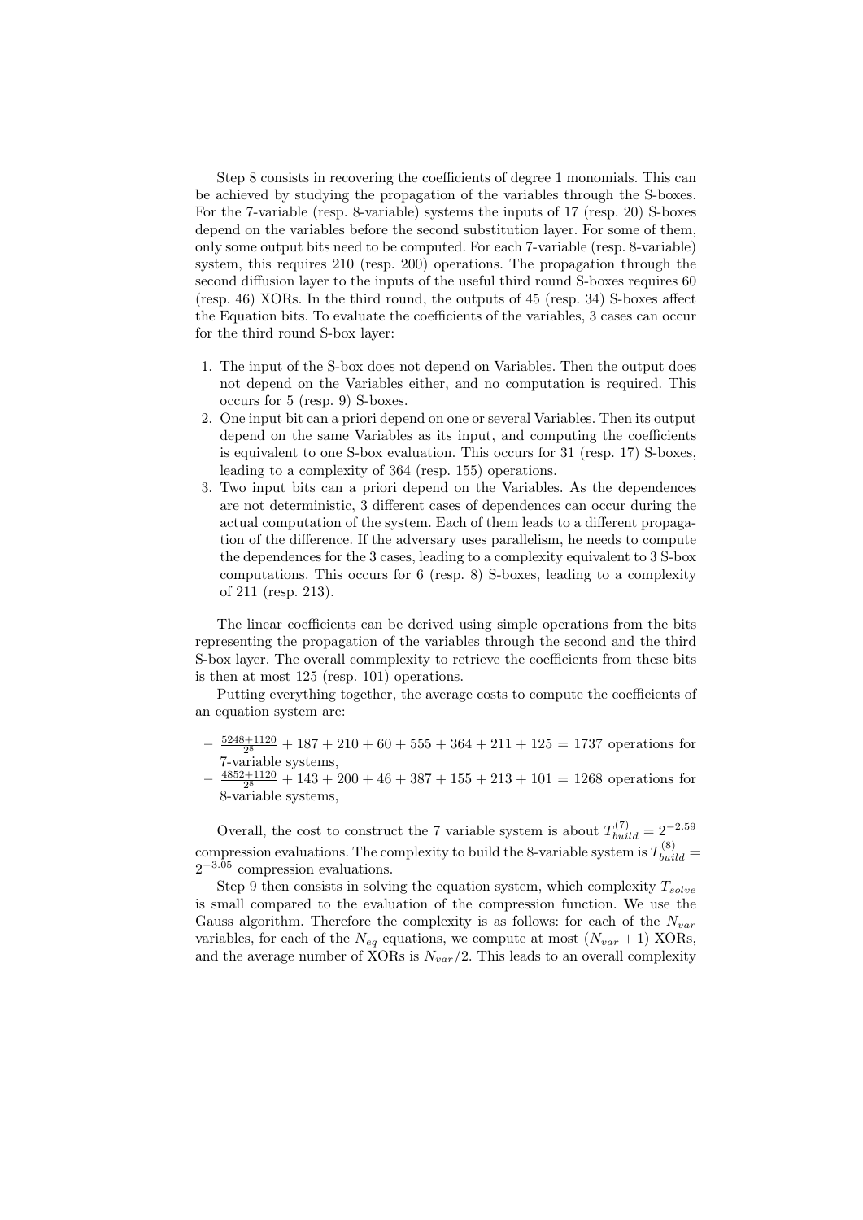Step 8 consists in recovering the coefficients of degree 1 monomials. This can be achieved by studying the propagation of the variables through the S-boxes. For the 7-variable (resp. 8-variable) systems the inputs of 17 (resp. 20) S-boxes depend on the variables before the second substitution layer. For some of them, only some output bits need to be computed. For each 7-variable (resp. 8-variable) system, this requires 210 (resp. 200) operations. The propagation through the second diffusion layer to the inputs of the useful third round S-boxes requires 60 (resp. 46) XORs. In the third round, the outputs of 45 (resp. 34) S-boxes affect the Equation bits. To evaluate the coefficients of the variables, 3 cases can occur for the third round S-box layer:

1. The input of the S-box does not depend on Variables. Then the output does not depend on the Variables either, and no computation is required. This occurs for 5 (resp. 9) S-boxes.
2. One input bit can a priori depend on one or several Variables. Then its output depend on the same Variables as its input, and computing the coefficients is equivalent to one S-box evaluation. This occurs for 31 (resp. 17) S-boxes, leading to a complexity of 364 (resp. 155) operations.
3. Two input bits can a priori depend on the Variables. As the dependences are not deterministic, 3 different cases of dependences can occur during the actual computation of the system. Each of them leads to a different propagation of the difference. If the adversary uses parallelism, he needs to compute the dependences for the 3 cases, leading to a complexity equivalent to 3 S-box computations. This occurs for 6 (resp. 8) S-boxes, leading to a complexity of 211 (resp. 213).

The linear coefficients can be derived using simple operations from the bits representing the propagation of the variables through the second and the third S-box layer. The overall commplexity to retrieve the coefficients from these bits is then at most 125 (resp. 101) operations.

Putting everything together, the average costs to compute the coefficients of an equation system are:

- $\frac{5248+1120}{2^8} + 187 + 210 + 60 + 555 + 364 + 211 + 125 = 1737$ operations for 7-variable systems,
- $\frac{4852+1120}{2^8} + 143 + 200 + 46 + 387 + 155 + 213 + 101 = 1268$ operations for 8-variable systems,

Overall, the cost to construct the 7 variable system is about $T_{build}^{(7)} = 2^{-2.59}$ compression evaluations. The complexity to build the 8-variable system is $T_{build}^{(8)} = 2^{-3.05}$ compression evaluations.

Step 9 then consists in solving the equation system, which complexity $T_{solve}$ is small compared to the evaluation of the compression function. We use the Gauss algorithm. Therefore the complexity is as follows: for each of the $N_{var}$ variables, for each of the $N_{eq}$ equations, we compute at most $(N_{var} + 1)$ XORs, and the average number of XORs is $N_{var}/2$. This leads to an overall complexity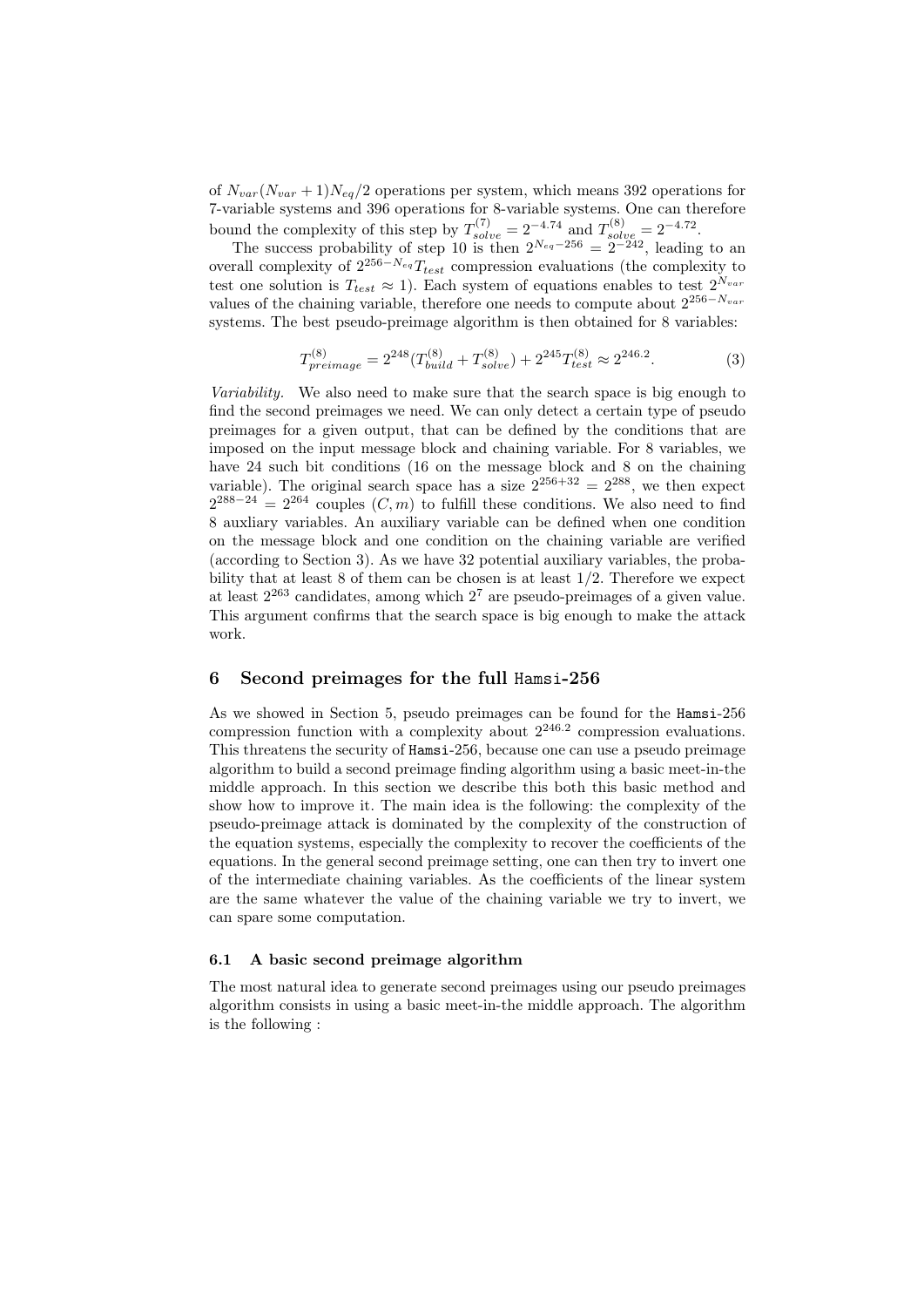of $N_{var}(N_{var}+1)N_{eq}/2$ operations per system, which means 392 operations for 7-variable systems and 396 operations for 8-variable systems. One can therefore bound the complexity of this step by $T^{(7)}_{solve} = 2^{-4.74}$ and $T^{(8)}_{solve} = 2^{-4.72}$.

The success probability of step 10 is then $2^{N_{eq}-256} = 2^{-242}$, leading to an overall complexity of $2^{256-N_{eq}} T_{test}$ compression evaluations (the complexity to test one solution is $T_{test} \approx 1$). Each system of equations enables to test $2^{N_{var}}$ values of the chaining variable, therefore one needs to compute about $2^{256-N_{var}}$ systems. The best pseudo-preimage algorithm is then obtained for 8 variables:

$$T^{(8)}_{preimage} = 2^{248}(T^{(8)}_{build} + T^{(8)}_{solve}) + 2^{245} T^{(8)}_{test} \approx 2^{246.2}. \tag{3}$$

*Variability.* We also need to make sure that the search space is big enough to find the second preimages we need. We can only detect a certain type of pseudo preimages for a given output, that can be defined by the conditions that are imposed on the input message block and chaining variable. For 8 variables, we have 24 such bit conditions (16 on the message block and 8 on the chaining variable). The original search space has a size $2^{256+32} = 2^{288}$, we then expect $2^{288-24} = 2^{264}$ couples $(C, m)$ to fulfill these conditions. We also need to find 8 auxliary variables. An auxiliary variable can be defined when one condition on the message block and one condition on the chaining variable are verified (according to Section 3). As we have 32 potential auxiliary variables, the probability that at least 8 of them can be chosen is at least 1/2. Therefore we expect at least $2^{263}$ candidates, among which $2^7$ are pseudo-preimages of a given value. This argument confirms that the search space is big enough to make the attack work.

## 6 Second preimages for the full Hamsi-256

As we showed in Section 5, pseudo preimages can be found for the Hamsi-256 compression function with a complexity about $2^{246.2}$ compression evaluations. This threatens the security of Hamsi-256, because one can use a pseudo preimage algorithm to build a second preimage finding algorithm using a basic meet-in-the middle approach. In this section we describe this both this basic method and show how to improve it. The main idea is the following: the complexity of the pseudo-preimage attack is dominated by the complexity of the construction of the equation systems, especially the complexity to recover the coefficients of the equations. In the general second preimage setting, one can then try to invert one of the intermediate chaining variables. As the coefficients of the linear system are the same whatever the value of the chaining variable we try to invert, we can spare some computation.

### 6.1 A basic second preimage algorithm

The most natural idea to generate second preimages using our pseudo preimages algorithm consists in using a basic meet-in-the middle approach. The algorithm is the following :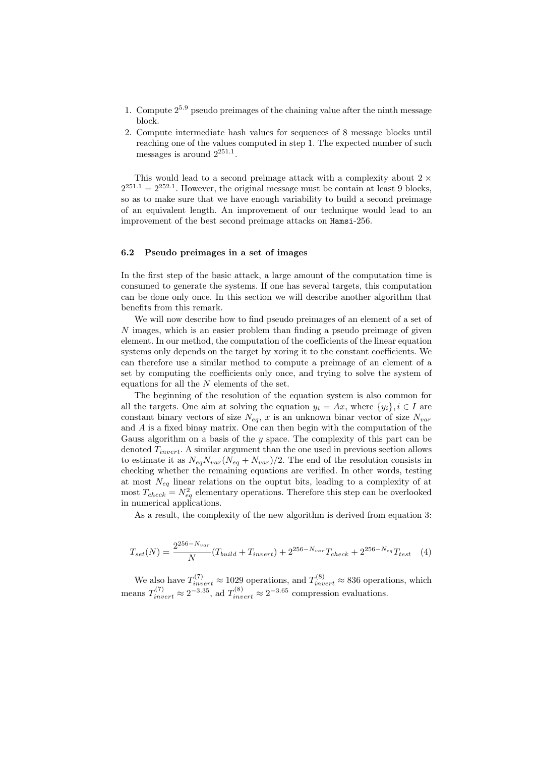1. Compute $2^{5.9}$ pseudo preimages of the chaining value after the ninth message block.
2. Compute intermediate hash values for sequences of 8 message blocks until reaching one of the values computed in step 1. The expected number of such messages is around $2^{251.1}$.

This would lead to a second preimage attack with a complexity about $2 \times 2^{251.1} = 2^{252.1}$. However, the original message must be contain at least 9 blocks, so as to make sure that we have enough variability to build a second preimage of an equivalent length. An improvement of our technique would lead to an improvement of the best second preimage attacks on Hamsi-256.

### 6.2 Pseudo preimages in a set of images

In the first step of the basic attack, a large amount of the computation time is consumed to generate the systems. If one has several targets, this computation can be done only once. In this section we will describe another algorithm that benefits from this remark.

We will now describe how to find pseudo preimages of an element of a set of $N$ images, which is an easier problem than finding a pseudo preimage of given element. In our method, the computation of the coefficients of the linear equation systems only depends on the target by xoring it to the constant coefficients. We can therefore use a similar method to compute a preimage of an element of a set by computing the coefficients only once, and trying to solve the system of equations for all the $N$ elements of the set.

The beginning of the resolution of the equation system is also common for all the targets. One aim at solving the equation $y_i = Ax$, where $\{y_i\}, i \in I$ are constant binary vectors of size $N_{eq}$, $x$ is an unknown binar vector of size $N_{var}$ and $A$ is a fixed binay matrix. One can then begin with the computation of the Gauss algorithm on a basis of the $y$ space. The complexity of this part can be denoted $T_{invert}$. A similar argument than the one used in previous section allows to estimate it as $N_{eq}N_{var}(N_{eq} + N_{var})/2$. The end of the resolution consists in checking whether the remaining equations are verified. In other words, testing at most $N_{eq}$ linear relations on the ouptut bits, leading to a complexity of at most $T_{check} = N_{eq}^2$ elementary operations. Therefore this step can be overlooked in numerical applications.

As a result, the complexity of the new algorithm is derived from equation 3:

$$T_{set}(N) = \frac{2^{256-N_{var}}}{N}(T_{build} + T_{invert}) + 2^{256-N_{var}}T_{check} + 2^{256-N_{eq}}T_{test} \quad (4)$$

We also have $T_{invert}^{(7)} \approx 1029$ operations, and $T_{invert}^{(8)} \approx 836$ operations, which means $T_{invert}^{(7)} \approx 2^{-3.35}$, ad $T_{invert}^{(8)} \approx 2^{-3.65}$ compression evaluations.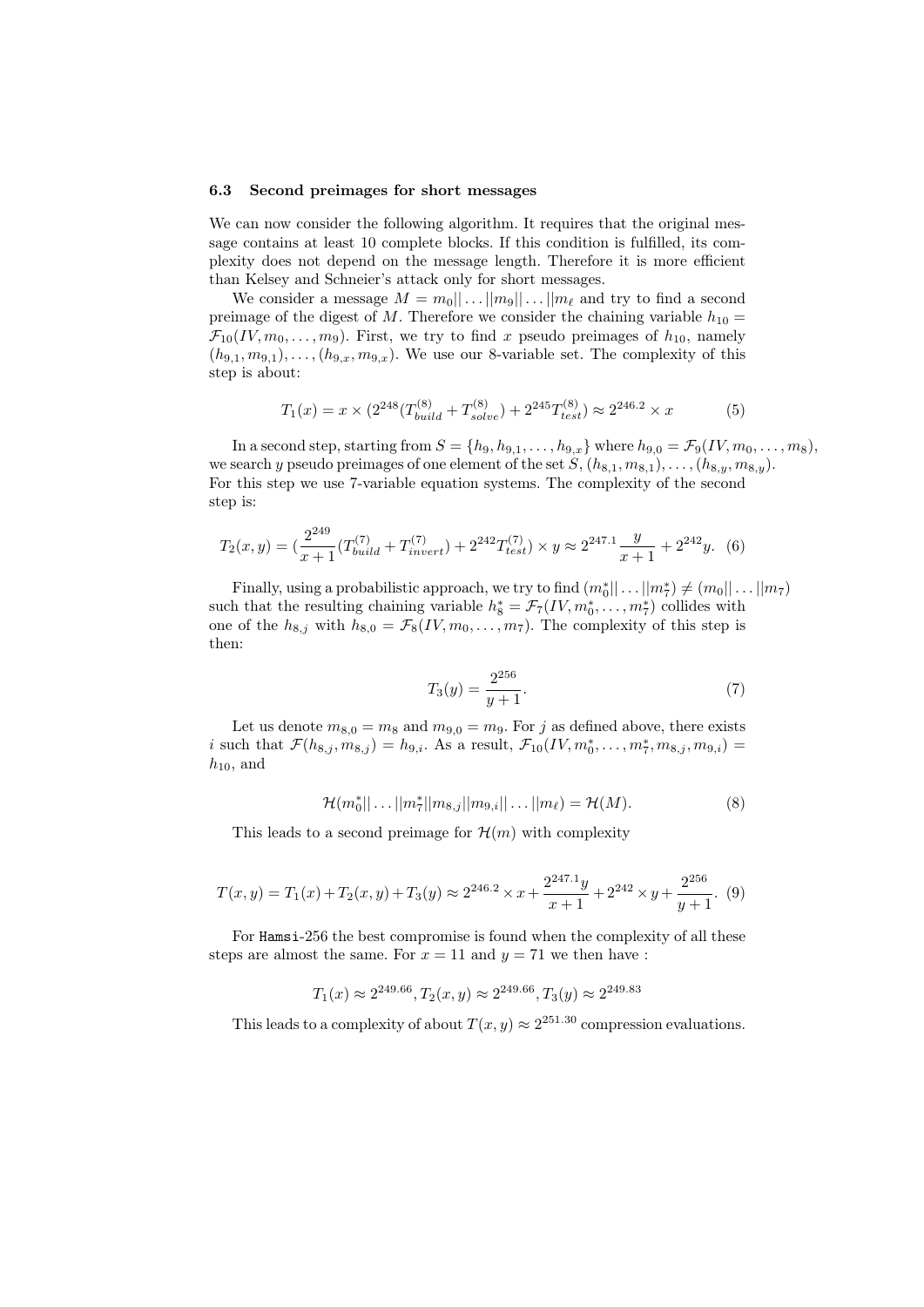### 6.3 Second preimages for short messages

We can now consider the following algorithm. It requires that the original message contains at least 10 complete blocks. If this condition is fulfilled, its complexity does not depend on the message length. Therefore it is more efficient than Kelsey and Schneier's attack only for short messages.

We consider a message $M = m_0||\dots||m_9||\dots||m_\ell$ and try to find a second preimage of the digest of $M$. Therefore we consider the chaining variable $h_{10} = \mathcal{F}_{10}(IV, m_0, \dots, m_9)$. First, we try to find $x$ pseudo preimages of $h_{10}$, namely $(h_{9,1}, m_{9,1}), \dots, (h_{9,x}, m_{9,x})$. We use our 8-variable set. The complexity of this step is about:

$$T_1(x) = x \times (2^{248}(T^{(8)}_{build} + T^{(8)}_{solve}) + 2^{245}T^{(8)}_{test}) \approx 2^{246.2} \times x \tag{5}$$

In a second step, starting from $S = \{h_9, h_{9,1}, \dots, h_{9,x}\}$ where $h_{9,0} = \mathcal{F}_9(IV, m_0, \dots, m_8)$, we search $y$ pseudo preimages of one element of the set $S$, $(h_{8,1}, m_{8,1}), \dots, (h_{8,y}, m_{8,y})$. For this step we use 7-variable equation systems. The complexity of the second step is:

$$T_2(x, y) = (\frac{2^{249}}{x+1}(T^{(7)}_{build} + T^{(7)}_{invert}) + 2^{242}T^{(7)}_{test}) \times y \approx 2^{247.1}\frac{y}{x+1} + 2^{242}y. \tag{6}$$

Finally, using a probabilistic approach, we try to find $(m^*_0||\dots||m^*_7) \neq (m_0||\dots||m_7)$ such that the resulting chaining variable $h^*_8 = \mathcal{F}_7(IV, m^*_0, \dots, m^*_7)$ collides with one of the $h_{8,j}$ with $h_{8,0} = \mathcal{F}_8(IV, m_0, \dots, m_7)$. The complexity of this step is then:

$$T_3(y) = \frac{2^{256}}{y+1}. \tag{7}$$

Let us denote $m_{8,0} = m_8$ and $m_{9,0} = m_9$. For $j$ as defined above, there exists $i$ such that $\mathcal{F}(h_{8,j}, m_{8,j}) = h_{9,i}$. As a result, $\mathcal{F}_{10}(IV, m^*_0, \dots, m^*_7, m_{8,j}, m_{9,i}) = h_{10}$, and

$$\mathcal{H}(m^*_0||\dots||m^*_7||m_{8,j}||m_{9,i}||\dots||m_\ell) = \mathcal{H}(M). \tag{8}$$

This leads to a second preimage for $\mathcal{H}(m)$ with complexity

$$T(x, y) = T_1(x) + T_2(x, y) + T_3(y) \approx 2^{246.2} \times x + \frac{2^{247.1}y}{x+1} + 2^{242} \times y + \frac{2^{256}}{y+1}. \tag{9}$$

For Hamsi-256 the best compromise is found when the complexity of all these steps are almost the same. For $x = 11$ and $y = 71$ we then have :

$$T_1(x) \approx 2^{249.66}, T_2(x, y) \approx 2^{249.66}, T_3(y) \approx 2^{249.83}$$

This leads to a complexity of about $T(x, y) \approx 2^{251.30}$ compression evaluations.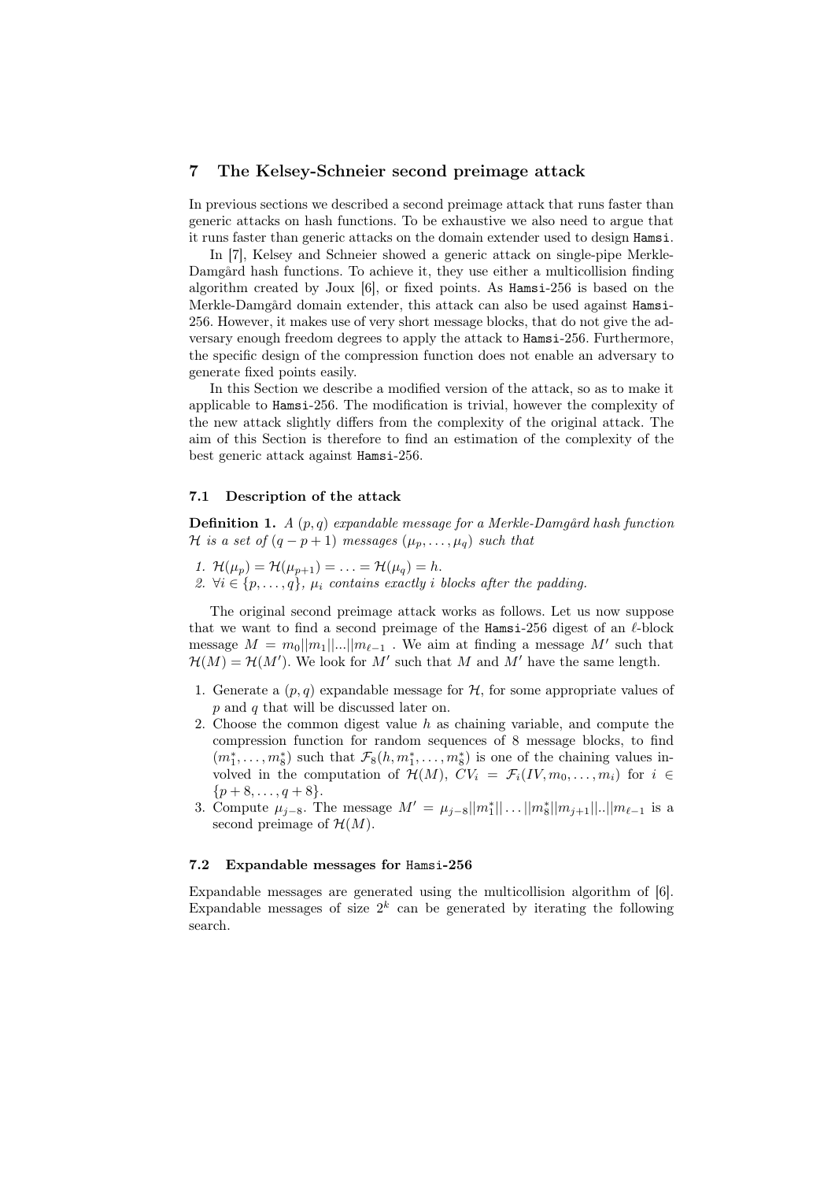## 7 The Kelsey-Schneier second preimage attack

In previous sections we described a second preimage attack that runs faster than generic attacks on hash functions. To be exhaustive we also need to argue that it runs faster than generic attacks on the domain extender used to design `Hamsi`.

In [7], Kelsey and Schneier showed a generic attack on single-pipe Merkle-Damgård hash functions. To achieve it, they use either a multicollision finding algorithm created by Joux [6], or fixed points. As `Hamsi`-256 is based on the Merkle-Damgård domain extender, this attack can also be used against `Hamsi`-256. However, it makes use of very short message blocks, that do not give the adversary enough freedom degrees to apply the attack to `Hamsi`-256. Furthermore, the specific design of the compression function does not enable an adversary to generate fixed points easily.

In this Section we describe a modified version of the attack, so as to make it applicable to `Hamsi`-256. The modification is trivial, however the complexity of the new attack slightly differs from the complexity of the original attack. The aim of this Section is therefore to find an estimation of the complexity of the best generic attack against `Hamsi`-256.

### 7.1 Description of the attack

**Definition 1.** *A $(p, q)$ expandable message for a Merkle-Damgård hash function $\mathcal{H}$ is a set of $(q - p + 1)$ messages $(\mu_p, \ldots, \mu_q)$ such that*

1. $\mathcal{H}(\mu_p) = \mathcal{H}(\mu_{p+1}) = \ldots = \mathcal{H}(\mu_q) = h$.
2. $\forall i \in \{p, \ldots, q\}$, *$\mu_i$ contains exactly $i$ blocks after the padding.*

The original second preimage attack works as follows. Let us now suppose that we want to find a second preimage of the `Hamsi`-256 digest of an $\ell$-block message $M = m_0||m_1||...||m_{\ell-1}$ . We aim at finding a message $M'$ such that $\mathcal{H}(M) = \mathcal{H}(M')$. We look for $M'$ such that $M$ and $M'$ have the same length.

1. Generate a $(p, q)$ expandable message for $\mathcal{H}$, for some appropriate values of $p$ and $q$ that will be discussed later on.
2. Choose the common digest value $h$ as chaining variable, and compute the compression function for random sequences of 8 message blocks, to find $(m_1^*, \ldots, m_8^*)$ such that $\mathcal{F}_8(h, m_1^*, \ldots, m_8^*)$ is one of the chaining values involved in the computation of $\mathcal{H}(M)$, $CV_i = \mathcal{F}_i(IV, m_0, \ldots, m_i)$ for $i \in \{p + 8, \ldots, q + 8\}$.
3. Compute $\mu_{j-8}$. The message $M' = \mu_{j-8}||m_1^*|| \ldots ||m_8^*||m_{j+1}||..||m_{\ell-1}$ is a second preimage of $\mathcal{H}(M)$.

### 7.2 Expandable messages for `Hamsi`-256

Expandable messages are generated using the multicollision algorithm of [6]. Expandable messages of size $2^k$ can be generated by iterating the following search.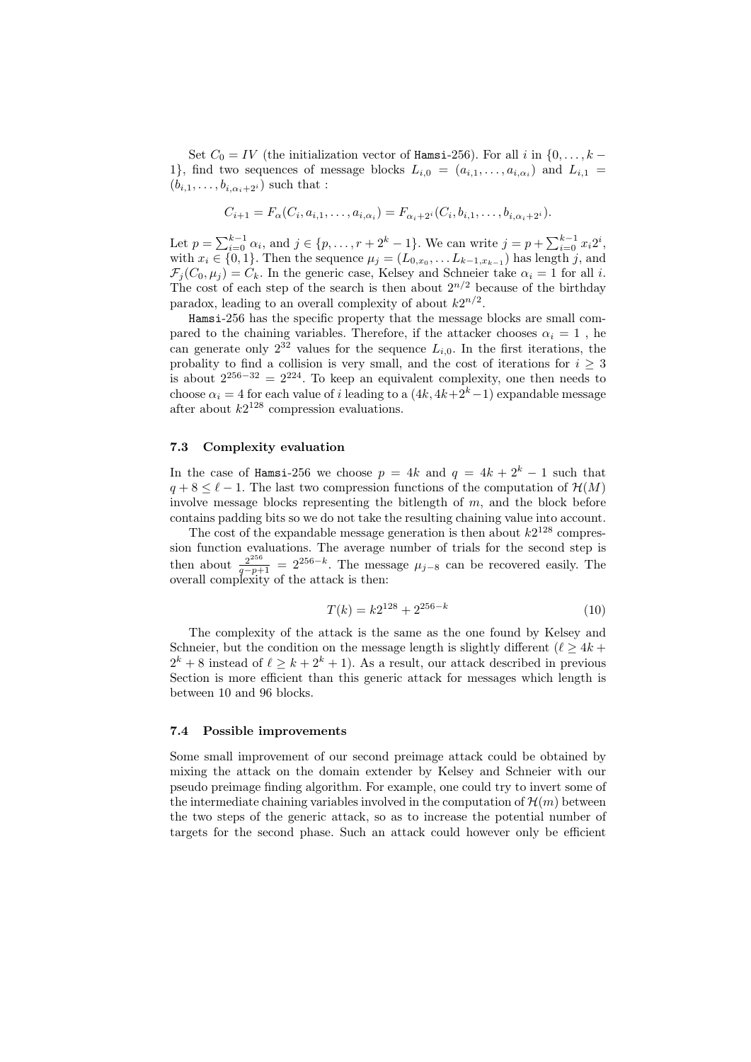Set $C_0 = IV$ (the initialization vector of Hamsi-256). For all $i$ in $\{0, \ldots, k-1\}$, find two sequences of message blocks $L_{i,0} = (a_{i,1}, \ldots, a_{i,\alpha_i})$ and $L_{i,1} = (b_{i,1}, \ldots, b_{i,\alpha_i+2^i})$ such that :

$$C_{i+1} = F_\alpha(C_i, a_{i,1}, \ldots, a_{i,\alpha_i}) = F_{\alpha_i+2^i}(C_i, b_{i,1}, \ldots, b_{i,\alpha_i+2^i}).$$

Let $p = \sum_{i=0}^{k-1} \alpha_i$, and $j \in \{p, \ldots, r + 2^k - 1\}$. We can write $j = p + \sum_{i=0}^{k-1} x_i 2^i$, with $x_i \in \{0, 1\}$. Then the sequence $\mu_j = (L_{0,x_0}, \ldots L_{k-1,x_{k-1}})$ has length $j$, and $\mathcal{F}_j(C_0, \mu_j) = C_k$. In the generic case, Kelsey and Schneier take $\alpha_i = 1$ for all $i$. The cost of each step of the search is then about $2^{n/2}$ because of the birthday paradox, leading to an overall complexity of about $k2^{n/2}$.

Hamsi-256 has the specific property that the message blocks are small compared to the chaining variables. Therefore, if the attacker chooses $\alpha_i = 1$ , he can generate only $2^{32}$ values for the sequence $L_{i,0}$. In the first iterations, the probality to find a collision is very small, and the cost of iterations for $i \geq 3$ is about $2^{256-32} = 2^{224}$. To keep an equivalent complexity, one then needs to choose $\alpha_i = 4$ for each value of $i$ leading to a $(4k, 4k+2^k-1)$ expandable message after about $k2^{128}$ compression evaluations.

### 7.3 Complexity evaluation

In the case of Hamsi-256 we choose $p = 4k$ and $q = 4k + 2^k - 1$ such that $q + 8 \leq \ell - 1$. The last two compression functions of the computation of $\mathcal{H}(M)$ involve message blocks representing the bitlength of $m$, and the block before contains padding bits so we do not take the resulting chaining value into account.

The cost of the expandable message generation is then about $k2^{128}$ compression function evaluations. The average number of trials for the second step is then about $\frac{2^{256}}{q-p+1} = 2^{256-k}$. The message $\mu_{j-8}$ can be recovered easily. The overall complexity of the attack is then:

$$T(k) = k2^{128} + 2^{256-k} \tag{10}$$

The complexity of the attack is the same as the one found by Kelsey and Schneier, but the condition on the message length is slightly different ($\ell \geq 4k + 2^k + 8$ instead of $\ell \geq k + 2^k + 1$). As a result, our attack described in previous Section is more efficient than this generic attack for messages which length is between 10 and 96 blocks.

### 7.4 Possible improvements

Some small improvement of our second preimage attack could be obtained by mixing the attack on the domain extender by Kelsey and Schneier with our pseudo preimage finding algorithm. For example, one could try to invert some of the intermediate chaining variables involved in the computation of $\mathcal{H}(m)$ between the two steps of the generic attack, so as to increase the potential number of targets for the second phase. Such an attack could however only be efficient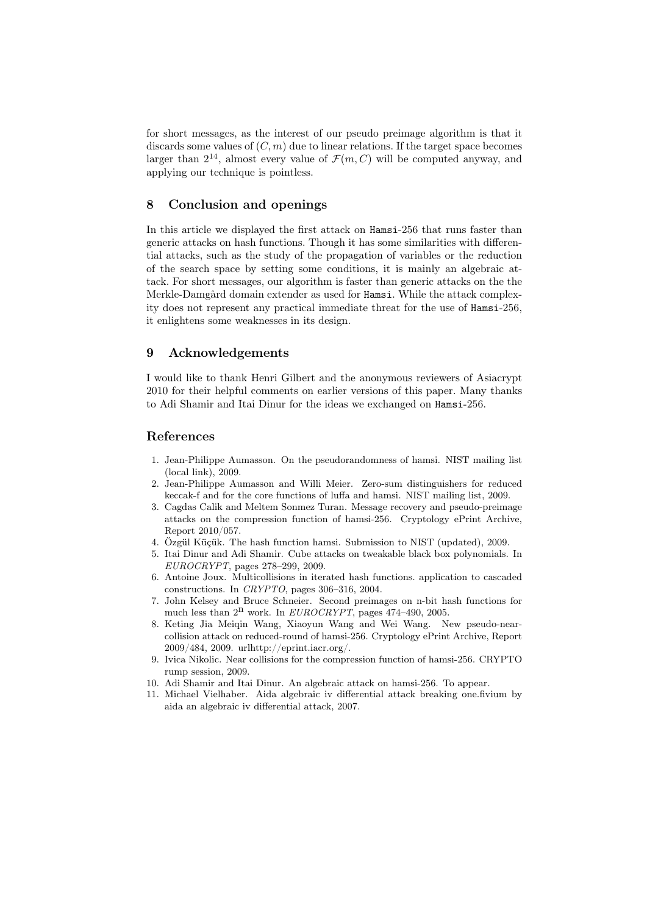for short messages, as the interest of our pseudo preimage algorithm is that it discards some values of $(C, m)$ due to linear relations. If the target space becomes larger than $2^{14}$, almost every value of $\mathcal{F}(m, C)$ will be computed anyway, and applying our technique is pointless.

## 8 Conclusion and openings

In this article we displayed the first attack on Hamsi-256 that runs faster than generic attacks on hash functions. Though it has some similarities with differential attacks, such as the study of the propagation of variables or the reduction of the search space by setting some conditions, it is mainly an algebraic attack. For short messages, our algorithm is faster than generic attacks on the the Merkle-Damgård domain extender as used for Hamsi. While the attack complexity does not represent any practical immediate threat for the use of Hamsi-256, it enlightens some weaknesses in its design.

## 9 Acknowledgements

I would like to thank Henri Gilbert and the anonymous reviewers of Asiacrypt 2010 for their helpful comments on earlier versions of this paper. Many thanks to Adi Shamir and Itai Dinur for the ideas we exchanged on Hamsi-256.

## References

1. Jean-Philippe Aumasson. On the pseudorandomness of hamsi. NIST mailing list (local link), 2009.
2. Jean-Philippe Aumasson and Willi Meier. Zero-sum distinguishers for reduced keccak-f and for the core functions of luffa and hamsi. NIST mailing list, 2009.
3. Cagdas Calik and Meltem Sonmez Turan. Message recovery and pseudo-preimage attacks on the compression function of hamsi-256. Cryptology ePrint Archive, Report 2010/057.
4. Özgül Küçük. The hash function hamsi. Submission to NIST (updated), 2009.
5. Itai Dinur and Adi Shamir. Cube attacks on tweakable black box polynomials. In *EUROCRYPT*, pages 278–299, 2009.
6. Antoine Joux. Multicollisions in iterated hash functions. application to cascaded constructions. In *CRYPTO*, pages 306–316, 2004.
7. John Kelsey and Bruce Schneier. Second preimages on n-bit hash functions for much less than $2^n$ work. In *EUROCRYPT*, pages 474–490, 2005.
8. Keting Jia Meiqin Wang, Xiaoyun Wang and Wei Wang. New pseudo-near-collision attack on reduced-round of hamsi-256. Cryptology ePrint Archive, Report 2009/484, 2009. urlhttp://eprint.iacr.org/.
9. Ivica Nikolic. Near collisions for the compression function of hamsi-256. CRYPTO rump session, 2009.
10. Adi Shamir and Itai Dinur. An algebraic attack on hamsi-256. To appear.
11. Michael Vielhaber. Aida algebraic iv differential attack breaking one.fivium by aida an algebraic iv differential attack, 2007.